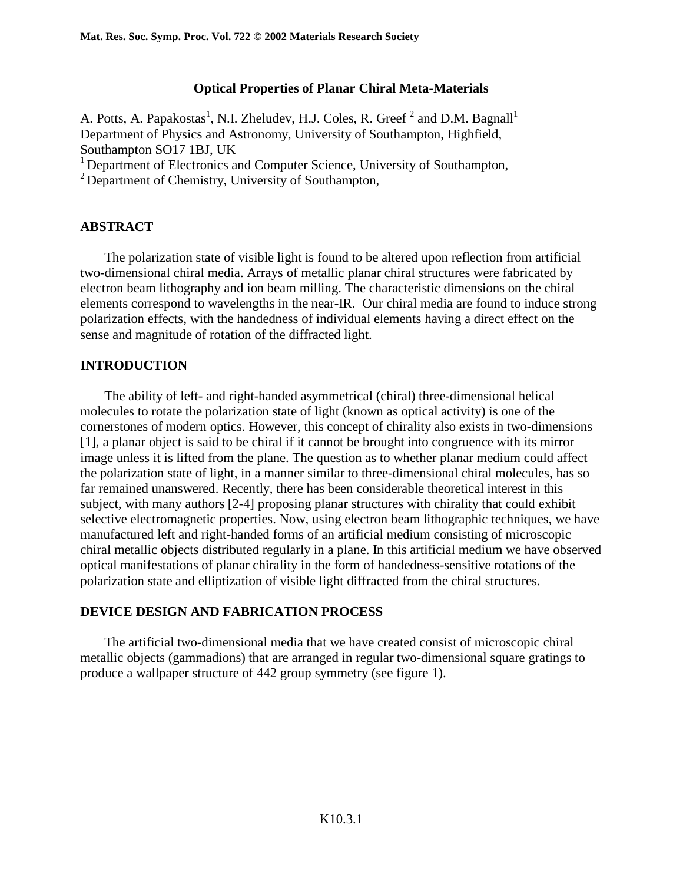# Optical Properties of Planar Chiral Meta-Materials

A. Potts, A. Papakostas[1], N.I. Zheludev, H.J. Coles, R. Greef [2] and D.M. Bagnall[1]
Department of Physics and Astronomy, University of Southampton, Highfield, Southampton SO17 1BJ, UK
[1] Department of Electronics and Computer Science, University of Southampton,
[2] Department of Chemistry, University of Southampton,

## ABSTRACT

The polarization state of visible light is found to be altered upon reflection from artificial two-dimensional chiral media. Arrays of metallic planar chiral structures were fabricated by electron beam lithography and ion beam milling. The characteristic dimensions on the chiral elements correspond to wavelengths in the near-IR. Our chiral media are found to induce strong polarization effects, with the handedness of individual elements having a direct effect on the sense and magnitude of rotation of the diffracted light.

## INTRODUCTION

The ability of left- and right-handed asymmetrical (chiral) three-dimensional helical molecules to rotate the polarization state of light (known as optical activity) is one of the cornerstones of modern optics. However, this concept of chirality also exists in two-dimensions [1], a planar object is said to be chiral if it cannot be brought into congruence with its mirror image unless it is lifted from the plane. The question as to whether planar medium could affect the polarization state of light, in a manner similar to three-dimensional chiral molecules, has so far remained unanswered. Recently, there has been considerable theoretical interest in this subject, with many authors [2-4] proposing planar structures with chirality that could exhibit selective electromagnetic properties. Now, using electron beam lithographic techniques, we have manufactured left and right-handed forms of an artificial medium consisting of microscopic chiral metallic objects distributed regularly in a plane. In this artificial medium we have observed optical manifestations of planar chirality in the form of handedness-sensitive rotations of the polarization state and elliptization of visible light diffracted from the chiral structures.

## DEVICE DESIGN AND FABRICATION PROCESS

The artificial two-dimensional media that we have created consist of microscopic chiral metallic objects (gammadions) that are arranged in regular two-dimensional square gratings to produce a wallpaper structure of 442 group symmetry (see figure 1).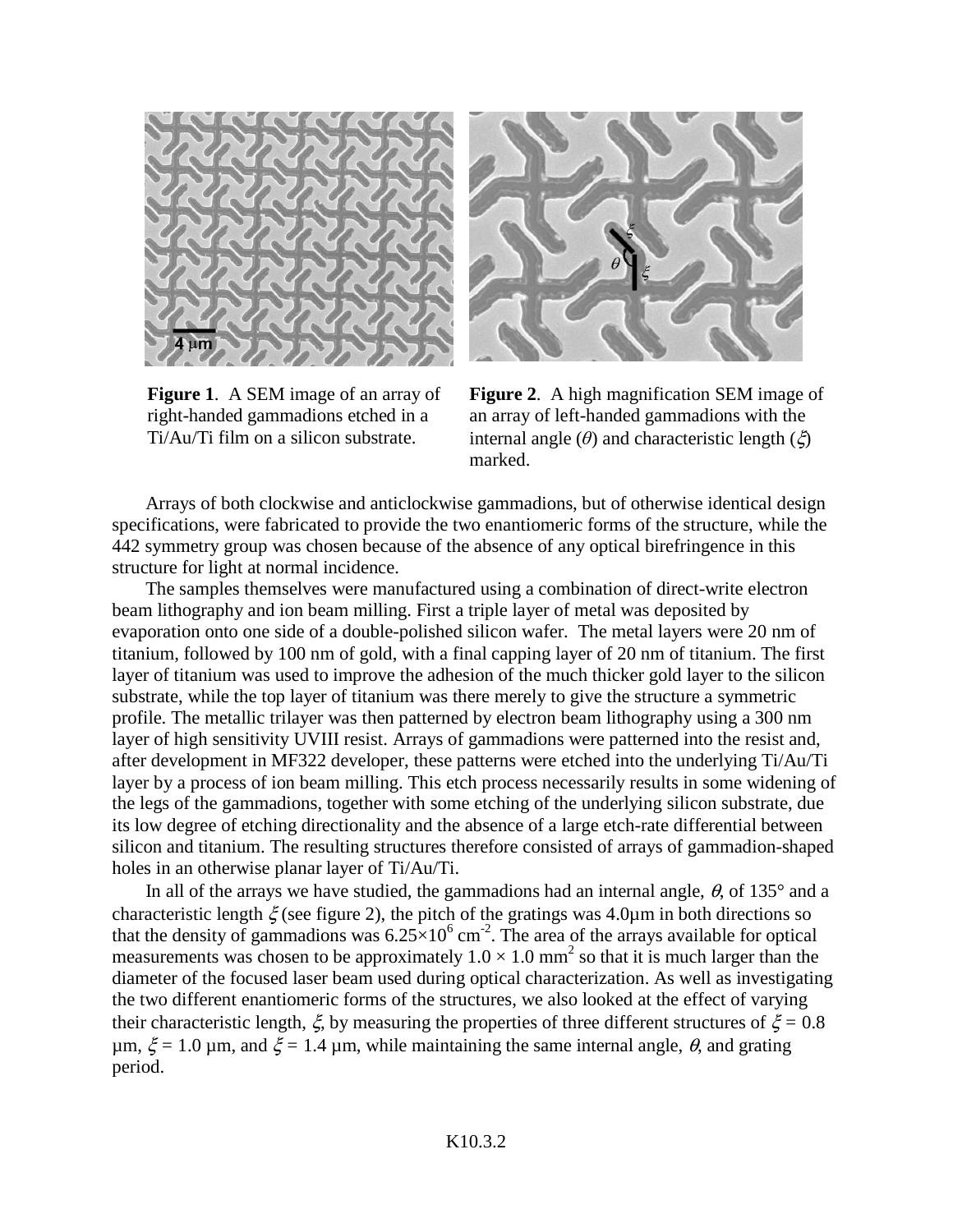**Figure 1**. A SEM image of an array of right-handed gammadions etched in a Ti/Au/Ti film on a silicon substrate.

**Figure 2**. A high magnification SEM image of an array of left-handed gammadions with the internal angle ($\theta$) and characteristic length ($\xi$) marked.

Arrays of both clockwise and anticlockwise gammadions, but of otherwise identical design specifications, were fabricated to provide the two enantiomeric forms of the structure, while the 442 symmetry group was chosen because of the absence of any optical birefringence in this structure for light at normal incidence.

The samples themselves were manufactured using a combination of direct-write electron beam lithography and ion beam milling. First a triple layer of metal was deposited by evaporation onto one side of a double-polished silicon wafer. The metal layers were 20 nm of titanium, followed by 100 nm of gold, with a final capping layer of 20 nm of titanium. The first layer of titanium was used to improve the adhesion of the much thicker gold layer to the silicon substrate, while the top layer of titanium was there merely to give the structure a symmetric profile. The metallic trilayer was then patterned by electron beam lithography using a 300 nm layer of high sensitivity UVIII resist. Arrays of gammadions were patterned into the resist and, after development in MF322 developer, these patterns were etched into the underlying Ti/Au/Ti layer by a process of ion beam milling. This etch process necessarily results in some widening of the legs of the gammadions, together with some etching of the underlying silicon substrate, due its low degree of etching directionality and the absence of a large etch-rate differential between silicon and titanium. The resulting structures therefore consisted of arrays of gammadion-shaped holes in an otherwise planar layer of Ti/Au/Ti.

In all of the arrays we have studied, the gammadions had an internal angle, $\theta$, of 135° and a characteristic length $\xi$ (see figure 2), the pitch of the gratings was 4.0µm in both directions so that the density of gammadions was $6.25\times10^{6}$ cm$^{-2}$. The area of the arrays available for optical measurements was chosen to be approximately $1.0 \times 1.0$ mm$^{2}$ so that it is much larger than the diameter of the focused laser beam used during optical characterization. As well as investigating the two different enantiomeric forms of the structures, we also looked at the effect of varying their characteristic length, $\xi$, by measuring the properties of three different structures of $\xi$ = 0.8 µm, $\xi$ = 1.0 µm, and $\xi$ = 1.4 µm, while maintaining the same internal angle, $\theta$, and grating period.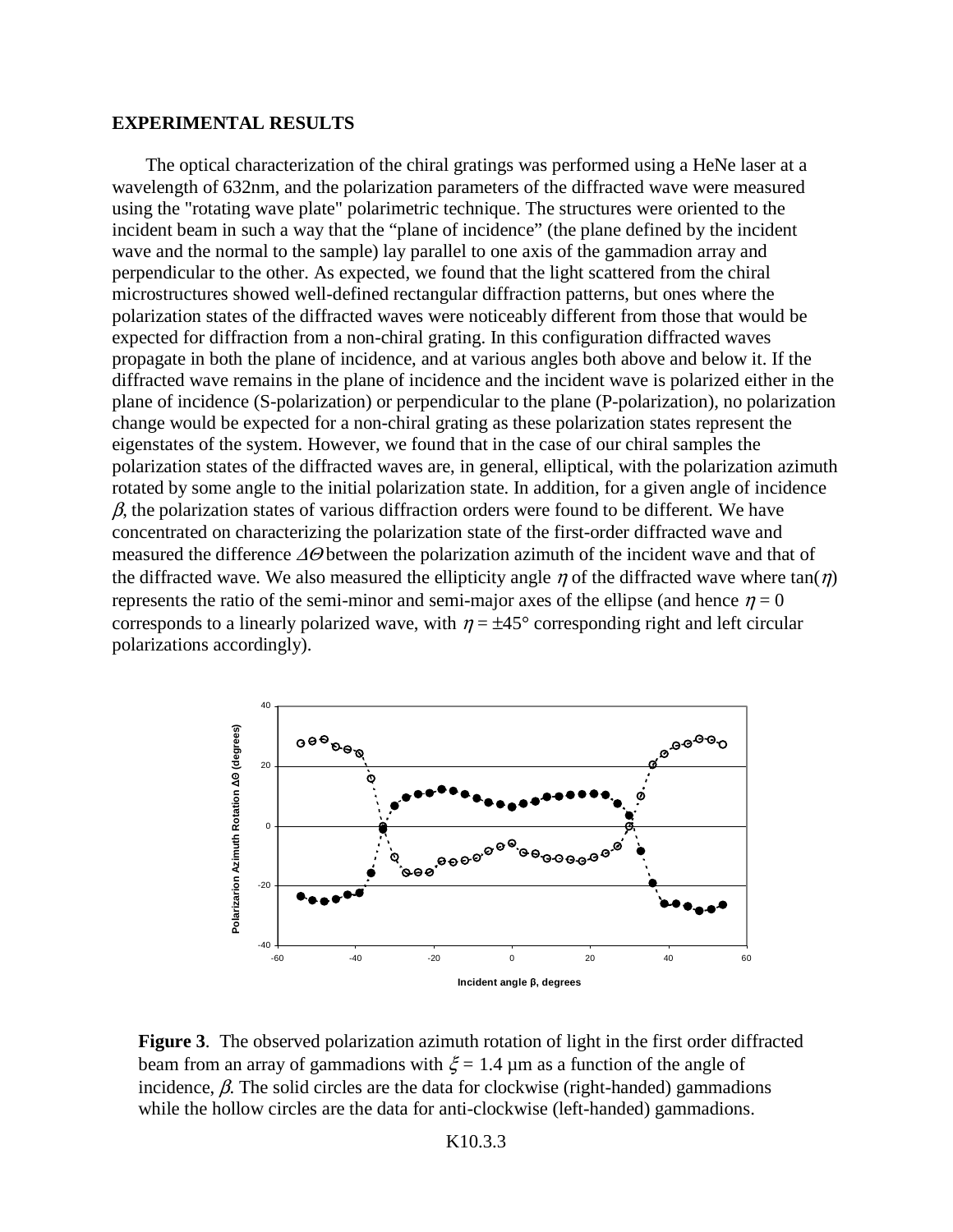## EXPERIMENTAL RESULTS

The optical characterization of the chiral gratings was performed using a HeNe laser at a wavelength of 632nm, and the polarization parameters of the diffracted wave were measured using the "rotating wave plate" polarimetric technique. The structures were oriented to the incident beam in such a way that the "plane of incidence" (the plane defined by the incident wave and the normal to the sample) lay parallel to one axis of the gammadion array and perpendicular to the other. As expected, we found that the light scattered from the chiral microstructures showed well-defined rectangular diffraction patterns, but ones where the polarization states of the diffracted waves were noticeably different from those that would be expected for diffraction from a non-chiral grating. In this configuration diffracted waves propagate in both the plane of incidence, and at various angles both above and below it. If the diffracted wave remains in the plane of incidence and the incident wave is polarized either in the plane of incidence (S-polarization) or perpendicular to the plane (P-polarization), no polarization change would be expected for a non-chiral grating as these polarization states represent the eigenstates of the system. However, we found that in the case of our chiral samples the polarization states of the diffracted waves are, in general, elliptical, with the polarization azimuth rotated by some angle to the initial polarization state. In addition, for a given angle of incidence $\beta$, the polarization states of various diffraction orders were found to be different. We have concentrated on characterizing the polarization state of the first-order diffracted wave and measured the difference $\Delta\Theta$ between the polarization azimuth of the incident wave and that of the diffracted wave. We also measured the ellipticity angle $\eta$ of the diffracted wave where $\tan(\eta)$ represents the ratio of the semi-minor and semi-major axes of the ellipse (and hence $\eta = 0$ corresponds to a linearly polarized wave, with $\eta = \pm 45°$ corresponding right and left circular polarizations accordingly).

Polarizarion Azimuth Rotation ΔΘ (degrees)

40
20
0
-20
-40

-60 -40 -20 0 20 40 60

Incident angle β, degrees

**Figure 3**. The observed polarization azimuth rotation of light in the first order diffracted beam from an array of gammadions with $\xi = 1.4$ μm as a function of the angle of incidence, $\beta$. The solid circles are the data for clockwise (right-handed) gammadions while the hollow circles are the data for anti-clockwise (left-handed) gammadions.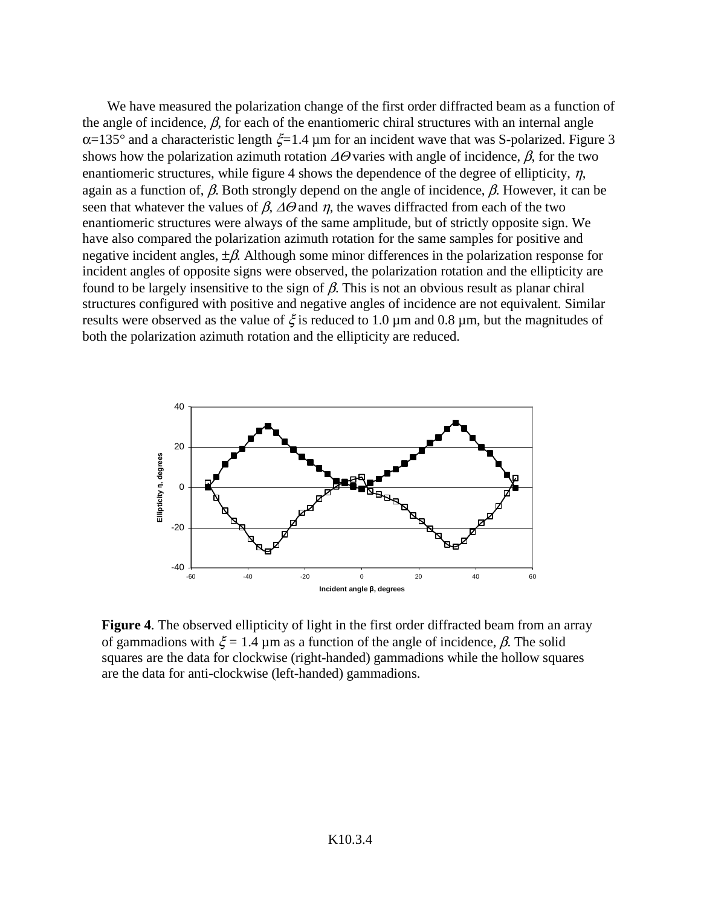We have measured the polarization change of the first order diffracted beam as a function of the angle of incidence, $\beta$, for each of the enantiomeric chiral structures with an internal angle $\alpha$=135° and a characteristic length $\xi$=1.4 µm for an incident wave that was S-polarized. Figure 3 shows how the polarization azimuth rotation $\Delta\Theta$ varies with angle of incidence, $\beta$, for the two enantiomeric structures, while figure 4 shows the dependence of the degree of ellipticity, $\eta$, again as a function of, $\beta$. Both strongly depend on the angle of incidence, $\beta$. However, it can be seen that whatever the values of $\beta$, $\Delta\Theta$ and $\eta$, the waves diffracted from each of the two enantiomeric structures were always of the same amplitude, but of strictly opposite sign. We have also compared the polarization azimuth rotation for the same samples for positive and negative incident angles, $\pm\beta$. Although some minor differences in the polarization response for incident angles of opposite signs were observed, the polarization rotation and the ellipticity are found to be largely insensitive to the sign of $\beta$. This is not an obvious result as planar chiral structures configured with positive and negative angles of incidence are not equivalent. Similar results were observed as the value of $\xi$ is reduced to 1.0 µm and 0.8 µm, but the magnitudes of both the polarization azimuth rotation and the ellipticity are reduced.

**Figure 4**. The observed ellipticity of light in the first order diffracted beam from an array of gammadions with $\xi$ = 1.4 µm as a function of the angle of incidence, $\beta$. The solid squares are the data for clockwise (right-handed) gammadions while the hollow squares are the data for anti-clockwise (left-handed) gammadions.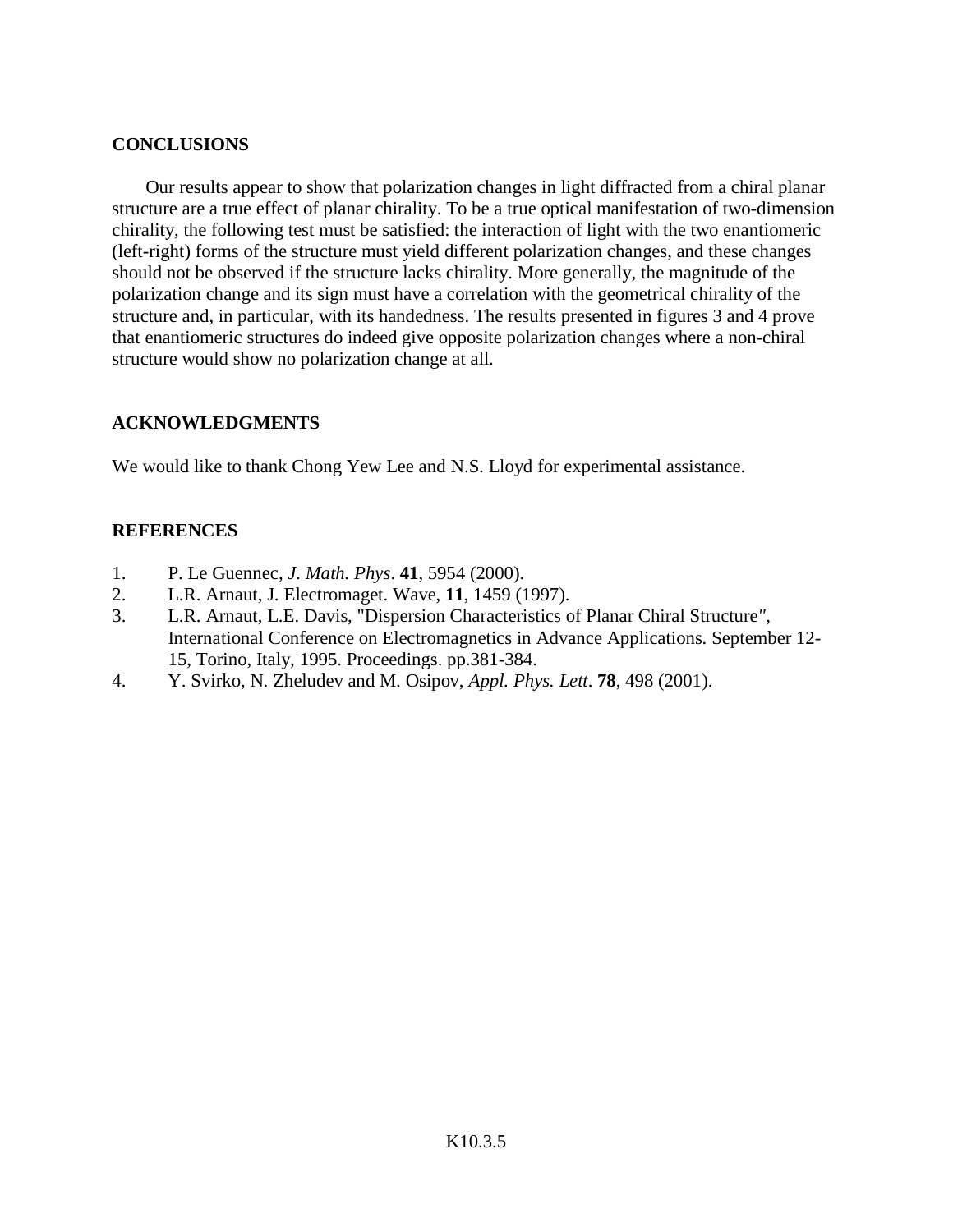## CONCLUSIONS

Our results appear to show that polarization changes in light diffracted from a chiral planar structure are a true effect of planar chirality. To be a true optical manifestation of two-dimension chirality, the following test must be satisfied: the interaction of light with the two enantiomeric (left-right) forms of the structure must yield different polarization changes, and these changes should not be observed if the structure lacks chirality. More generally, the magnitude of the polarization change and its sign must have a correlation with the geometrical chirality of the structure and, in particular, with its handedness. The results presented in figures 3 and 4 prove that enantiomeric structures do indeed give opposite polarization changes where a non-chiral structure would show no polarization change at all.

## ACKNOWLEDGMENTS

We would like to thank Chong Yew Lee and N.S. Lloyd for experimental assistance.

## REFERENCES

1. P. Le Guennec, *J. Math. Phys*. **41**, 5954 (2000).
2. L.R. Arnaut, J. Electromaget. Wave, **11**, 1459 (1997).
3. L.R. Arnaut, L.E. Davis, "Dispersion Characteristics of Planar Chiral Structure", International Conference on Electromagnetics in Advance Applications. September 12-15, Torino, Italy, 1995. Proceedings. pp.381-384.
4. Y. Svirko, N. Zheludev and M. Osipov, *Appl. Phys. Lett*. **78**, 498 (2001).